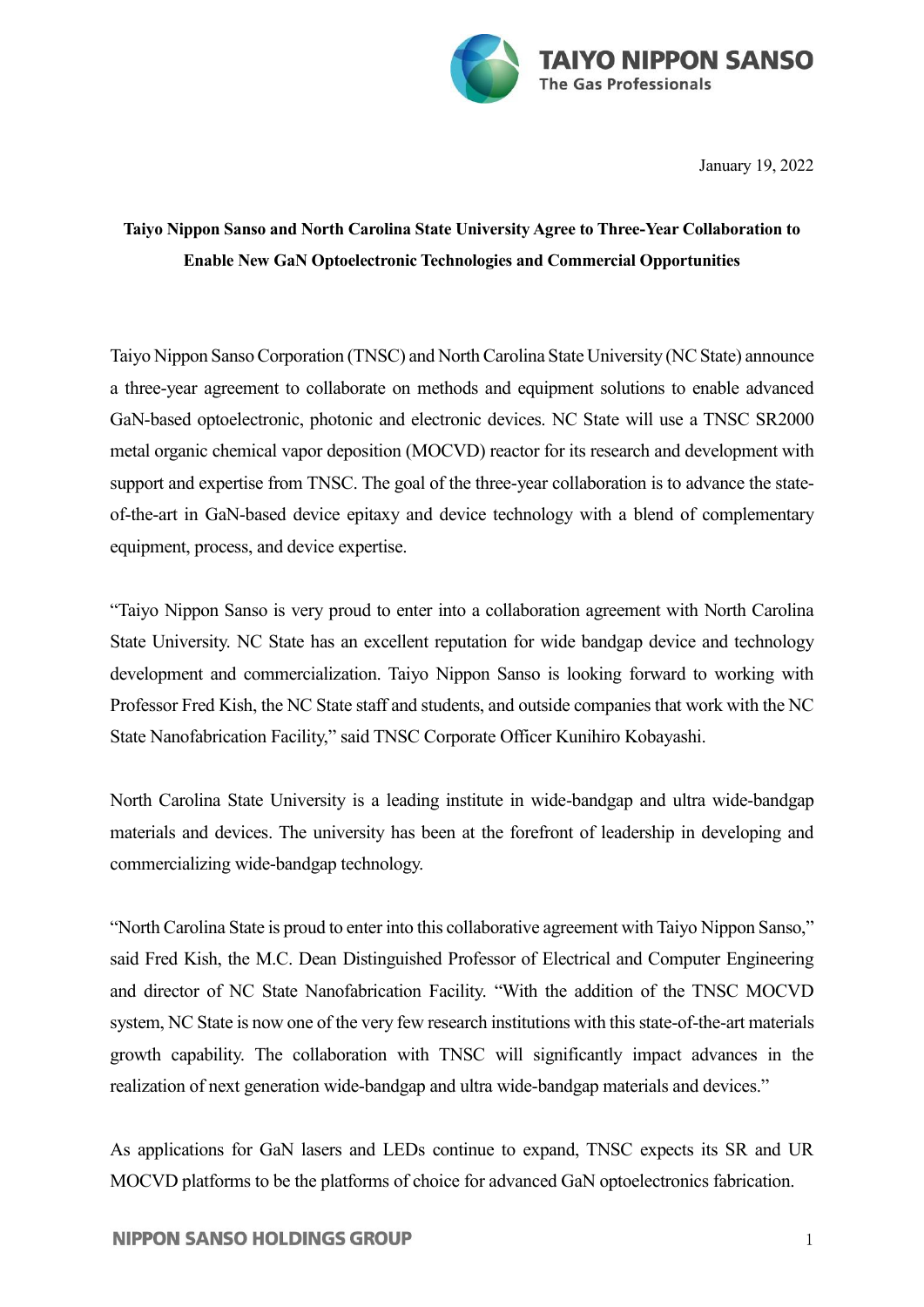TAIYO NIPPON SANSO
The Gas Professionals

January 19, 2022

**Taiyo Nippon Sanso and North Carolina State University Agree to Three-Year Collaboration to Enable New GaN Optoelectronic Technologies and Commercial Opportunities**

Taiyo Nippon Sanso Corporation (TNSC) and North Carolina State University (NC State) announce a three-year agreement to collaborate on methods and equipment solutions to enable advanced GaN-based optoelectronic, photonic and electronic devices. NC State will use a TNSC SR2000 metal organic chemical vapor deposition (MOCVD) reactor for its research and development with support and expertise from TNSC. The goal of the three-year collaboration is to advance the state-of-the-art in GaN-based device epitaxy and device technology with a blend of complementary equipment, process, and device expertise.

"Taiyo Nippon Sanso is very proud to enter into a collaboration agreement with North Carolina State University. NC State has an excellent reputation for wide bandgap device and technology development and commercialization. Taiyo Nippon Sanso is looking forward to working with Professor Fred Kish, the NC State staff and students, and outside companies that work with the NC State Nanofabrication Facility," said TNSC Corporate Officer Kunihiro Kobayashi.

North Carolina State University is a leading institute in wide-bandgap and ultra wide-bandgap materials and devices. The university has been at the forefront of leadership in developing and commercializing wide-bandgap technology.

"North Carolina State is proud to enter into this collaborative agreement with Taiyo Nippon Sanso," said Fred Kish, the M.C. Dean Distinguished Professor of Electrical and Computer Engineering and director of NC State Nanofabrication Facility. "With the addition of the TNSC MOCVD system, NC State is now one of the very few research institutions with this state-of-the-art materials growth capability. The collaboration with TNSC will significantly impact advances in the realization of next generation wide-bandgap and ultra wide-bandgap materials and devices."

As applications for GaN lasers and LEDs continue to expand, TNSC expects its SR and UR MOCVD platforms to be the platforms of choice for advanced GaN optoelectronics fabrication.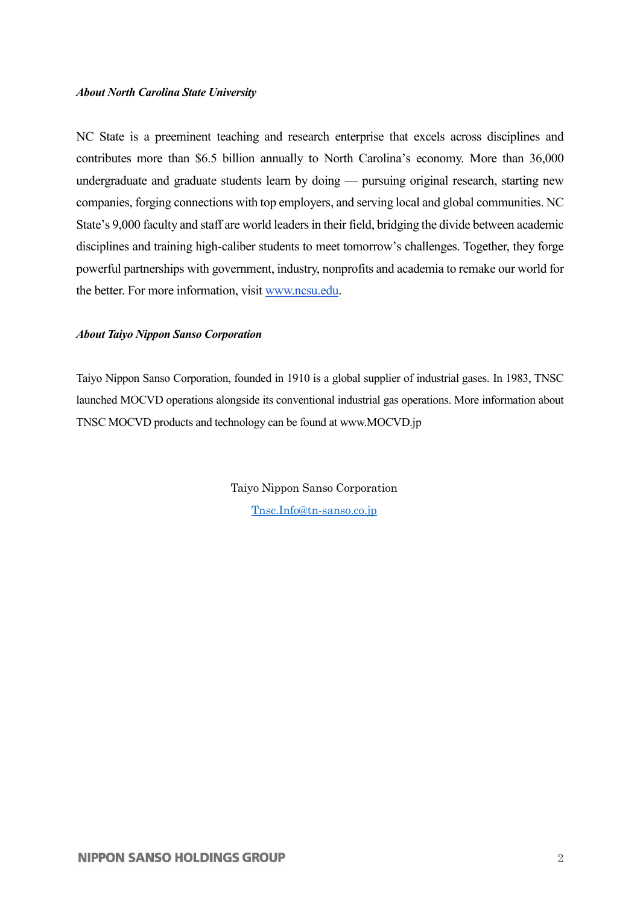***About North Carolina State University***

NC State is a preeminent teaching and research enterprise that excels across disciplines and contributes more than $6.5 billion annually to North Carolina's economy. More than 36,000 undergraduate and graduate students learn by doing — pursuing original research, starting new companies, forging connections with top employers, and serving local and global communities. NC State's 9,000 faculty and staff are world leaders in their field, bridging the divide between academic disciplines and training high-caliber students to meet tomorrow's challenges. Together, they forge powerful partnerships with government, industry, nonprofits and academia to remake our world for the better. For more information, visit www.ncsu.edu.

***About Taiyo Nippon Sanso Corporation***

Taiyo Nippon Sanso Corporation, founded in 1910 is a global supplier of industrial gases. In 1983, TNSC launched MOCVD operations alongside its conventional industrial gas operations. More information about TNSC MOCVD products and technology can be found at www.MOCVD.jp

Taiyo Nippon Sanso Corporation

Tnsc.Info@tn-sanso.co.jp